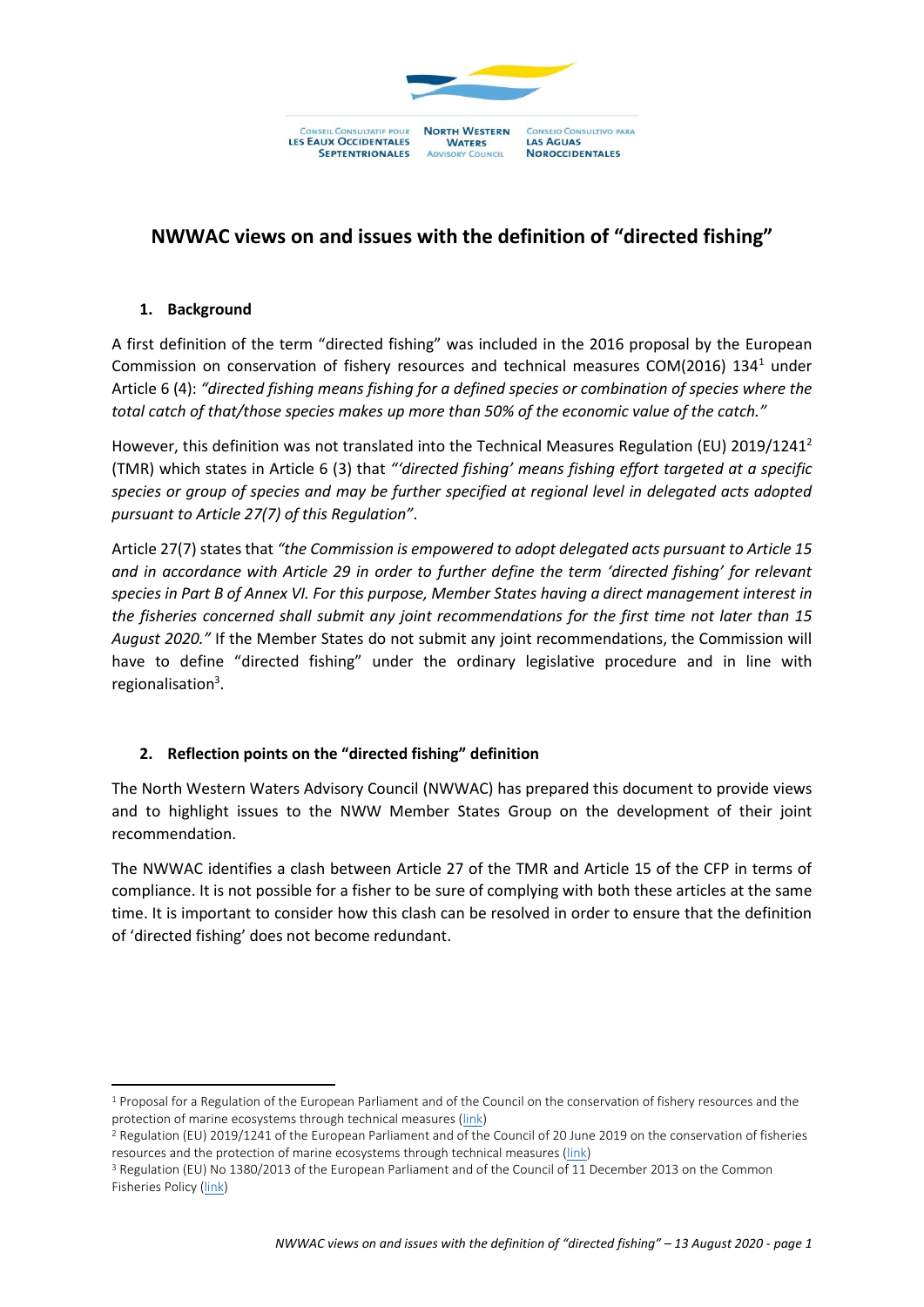CONSEIL CONSULTATIF POUR LES EAUX OCCIDENTALES SEPTENTRIONALES | NORTH WESTERN WATERS ADVISORY COUNCIL | CONSEJO CONSULTIVO PARA LAS AGUAS NOROCCIDENTALES

# NWWAC views on and issues with the definition of "directed fishing"

## 1. Background

A first definition of the term "directed fishing" was included in the 2016 proposal by the European Commission on conservation of fishery resources and technical measures COM(2016) 134[1] under Article 6 (4): *"directed fishing means fishing for a defined species or combination of species where the total catch of that/those species makes up more than 50% of the economic value of the catch."*

However, this definition was not translated into the Technical Measures Regulation (EU) 2019/1241[2] (TMR) which states in Article 6 (3) that *"'directed fishing' means fishing effort targeted at a specific species or group of species and may be further specified at regional level in delegated acts adopted pursuant to Article 27(7) of this Regulation"*.

Article 27(7) states that *"the Commission is empowered to adopt delegated acts pursuant to Article 15 and in accordance with Article 29 in order to further define the term 'directed fishing' for relevant species in Part B of Annex VI. For this purpose, Member States having a direct management interest in the fisheries concerned shall submit any joint recommendations for the first time not later than 15 August 2020."* If the Member States do not submit any joint recommendations, the Commission will have to define "directed fishing" under the ordinary legislative procedure and in line with regionalisation[3].

## 2. Reflection points on the "directed fishing" definition

The North Western Waters Advisory Council (NWWAC) has prepared this document to provide views and to highlight issues to the NWW Member States Group on the development of their joint recommendation.

The NWWAC identifies a clash between Article 27 of the TMR and Article 15 of the CFP in terms of compliance. It is not possible for a fisher to be sure of complying with both these articles at the same time. It is important to consider how this clash can be resolved in order to ensure that the definition of 'directed fishing' does not become redundant.

---

[1] Proposal for a Regulation of the European Parliament and of the Council on the conservation of fishery resources and the protection of marine ecosystems through technical measures (link)

[2] Regulation (EU) 2019/1241 of the European Parliament and of the Council of 20 June 2019 on the conservation of fisheries resources and the protection of marine ecosystems through technical measures (link)

[3] Regulation (EU) No 1380/2013 of the European Parliament and of the Council of 11 December 2013 on the Common Fisheries Policy (link)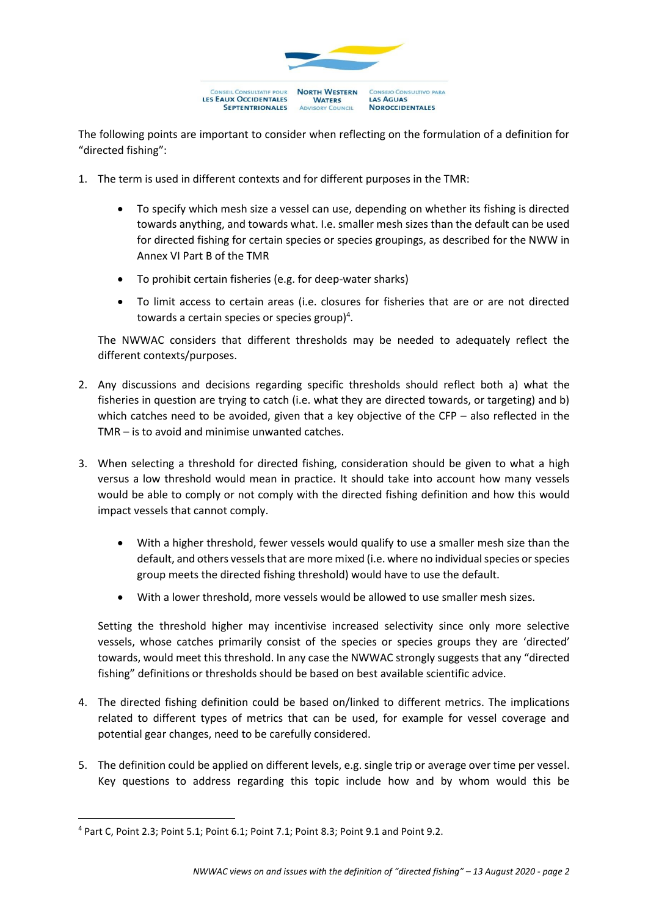The following points are important to consider when reflecting on the formulation of a definition for "directed fishing":

1. The term is used in different contexts and for different purposes in the TMR:

    - To specify which mesh size a vessel can use, depending on whether its fishing is directed towards anything, and towards what. I.e. smaller mesh sizes than the default can be used for directed fishing for certain species or species groupings, as described for the NWW in Annex VI Part B of the TMR
    - To prohibit certain fisheries (e.g. for deep-water sharks)
    - To limit access to certain areas (i.e. closures for fisheries that are or are not directed towards a certain species or species group)[4].

    The NWWAC considers that different thresholds may be needed to adequately reflect the different contexts/purposes.

2. Any discussions and decisions regarding specific thresholds should reflect both a) what the fisheries in question are trying to catch (i.e. what they are directed towards, or targeting) and b) which catches need to be avoided, given that a key objective of the CFP – also reflected in the TMR – is to avoid and minimise unwanted catches.

3. When selecting a threshold for directed fishing, consideration should be given to what a high versus a low threshold would mean in practice. It should take into account how many vessels would be able to comply or not comply with the directed fishing definition and how this would impact vessels that cannot comply.

    - With a higher threshold, fewer vessels would qualify to use a smaller mesh size than the default, and others vessels that are more mixed (i.e. where no individual species or species group meets the directed fishing threshold) would have to use the default.
    - With a lower threshold, more vessels would be allowed to use smaller mesh sizes.

    Setting the threshold higher may incentivise increased selectivity since only more selective vessels, whose catches primarily consist of the species or species groups they are 'directed' towards, would meet this threshold. In any case the NWWAC strongly suggests that any "directed fishing" definitions or thresholds should be based on best available scientific advice.

4. The directed fishing definition could be based on/linked to different metrics. The implications related to different types of metrics that can be used, for example for vessel coverage and potential gear changes, need to be carefully considered.

5. The definition could be applied on different levels, e.g. single trip or average over time per vessel. Key questions to address regarding this topic include how and by whom would this be

[4] Part C, Point 2.3; Point 5.1; Point 6.1; Point 7.1; Point 8.3; Point 9.1 and Point 9.2.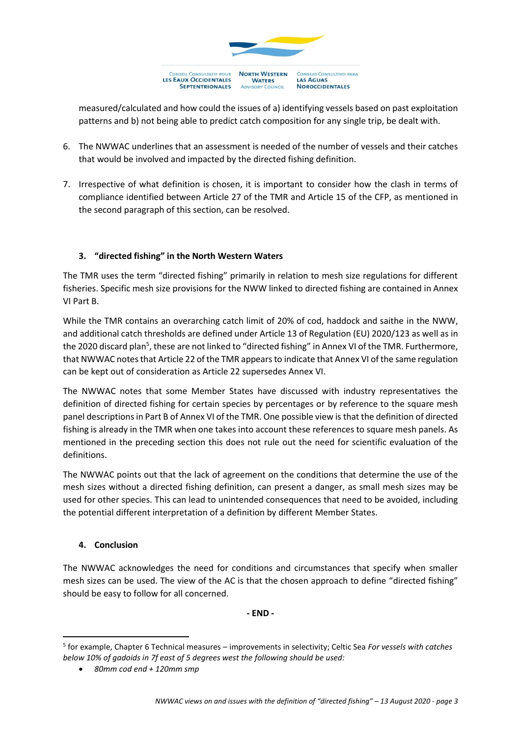measured/calculated and how could the issues of a) identifying vessels based on past exploitation patterns and b) not being able to predict catch composition for any single trip, be dealt with.

6. The NWWAC underlines that an assessment is needed of the number of vessels and their catches that would be involved and impacted by the directed fishing definition.

7. Irrespective of what definition is chosen, it is important to consider how the clash in terms of compliance identified between Article 27 of the TMR and Article 15 of the CFP, as mentioned in the second paragraph of this section, can be resolved.

## 3. "directed fishing" in the North Western Waters

The TMR uses the term "directed fishing" primarily in relation to mesh size regulations for different fisheries. Specific mesh size provisions for the NWW linked to directed fishing are contained in Annex VI Part B.

While the TMR contains an overarching catch limit of 20% of cod, haddock and saithe in the NWW, and additional catch thresholds are defined under Article 13 of Regulation (EU) 2020/123 as well as in the 2020 discard plan[5], these are not linked to "directed fishing" in Annex VI of the TMR. Furthermore, that NWWAC notes that Article 22 of the TMR appears to indicate that Annex VI of the same regulation can be kept out of consideration as Article 22 supersedes Annex VI.

The NWWAC notes that some Member States have discussed with industry representatives the definition of directed fishing for certain species by percentages or by reference to the square mesh panel descriptions in Part B of Annex VI of the TMR. One possible view is that the definition of directed fishing is already in the TMR when one takes into account these references to square mesh panels. As mentioned in the preceding section this does not rule out the need for scientific evaluation of the definitions.

The NWWAC points out that the lack of agreement on the conditions that determine the use of the mesh sizes without a directed fishing definition, can present a danger, as small mesh sizes may be used for other species. This can lead to unintended consequences that need to be avoided, including the potential different interpretation of a definition by different Member States.

## 4. Conclusion

The NWWAC acknowledges the need for conditions and circumstances that specify when smaller mesh sizes can be used. The view of the AC is that the chosen approach to define "directed fishing" should be easy to follow for all concerned.

**- END -**

---

[5] for example, Chapter 6 Technical measures – improvements in selectivity; Celtic Sea *For vessels with catches below 10% of gadoids in 7f east of 5 degrees west the following should be used:*

- *80mm cod end + 120mm smp*